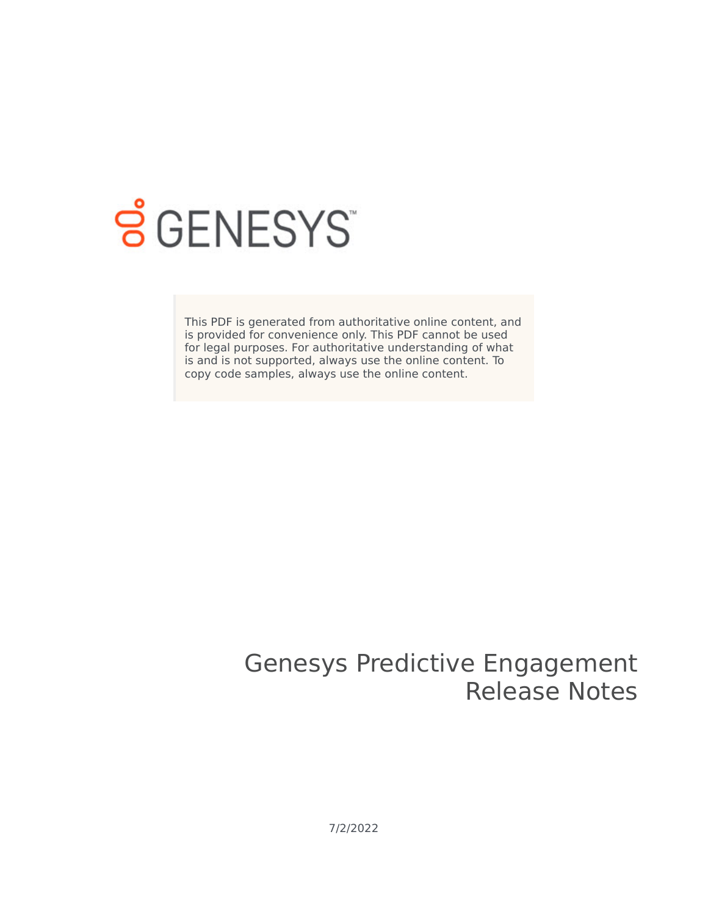GENESYS

This PDF is generated from authoritative online content, and is provided for convenience only. This PDF cannot be used for legal purposes. For authoritative understanding of what is and is not supported, always use the online content. To copy code samples, always use the online content.

# Genesys Predictive Engagement Release Notes

7/2/2022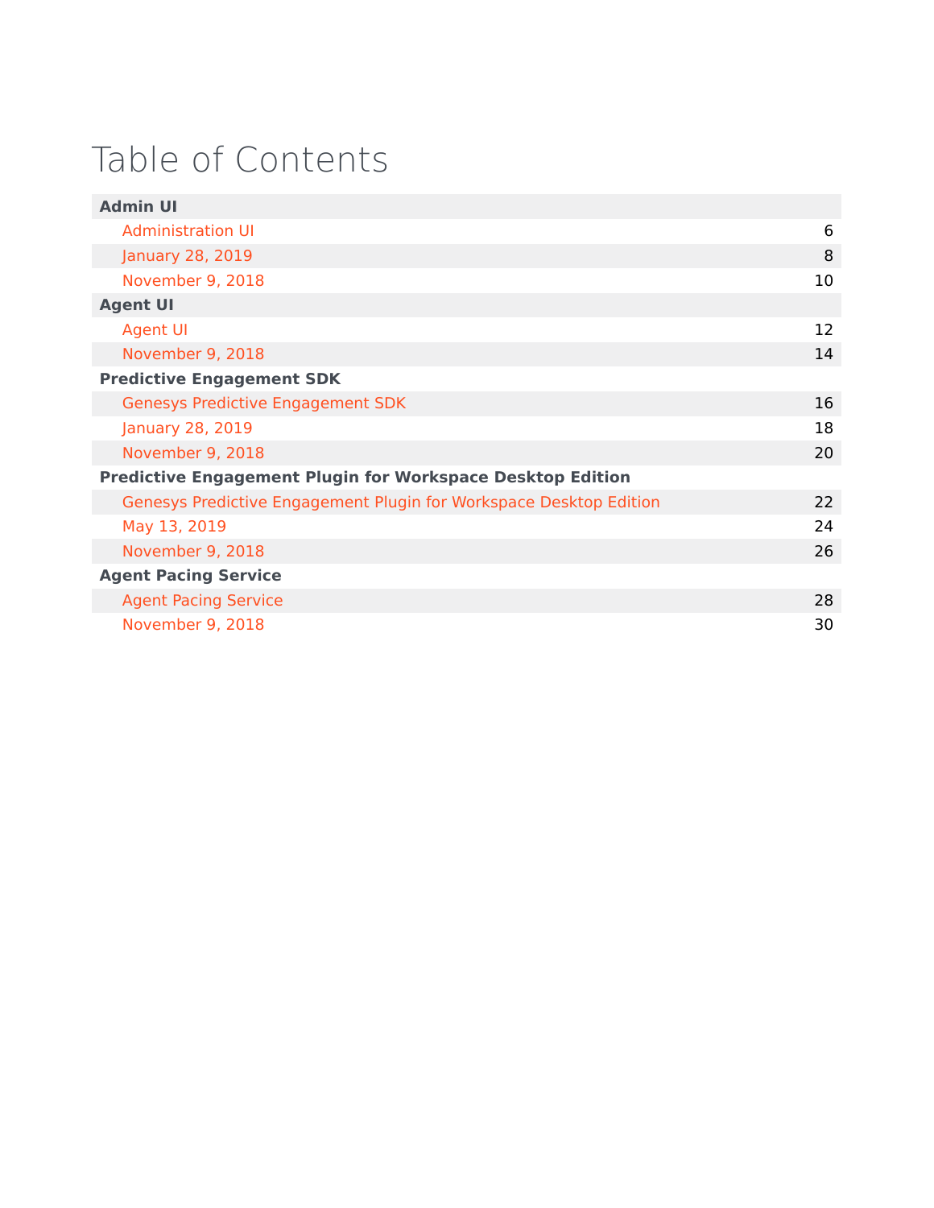# Table of Contents

**Admin UI**

| | |
|---|---|
| Administration UI | 6 |
| January 28, 2019 | 8 |
| November 9, 2018 | 10 |

**Agent UI**

| | |
|---|---|
| Agent UI | 12 |
| November 9, 2018 | 14 |

**Predictive Engagement SDK**

| | |
|---|---|
| Genesys Predictive Engagement SDK | 16 |
| January 28, 2019 | 18 |
| November 9, 2018 | 20 |

**Predictive Engagement Plugin for Workspace Desktop Edition**

| | |
|---|---|
| Genesys Predictive Engagement Plugin for Workspace Desktop Edition | 22 |
| May 13, 2019 | 24 |
| November 9, 2018 | 26 |

**Agent Pacing Service**

| | |
|---|---|
| Agent Pacing Service | 28 |
| November 9, 2018 | 30 |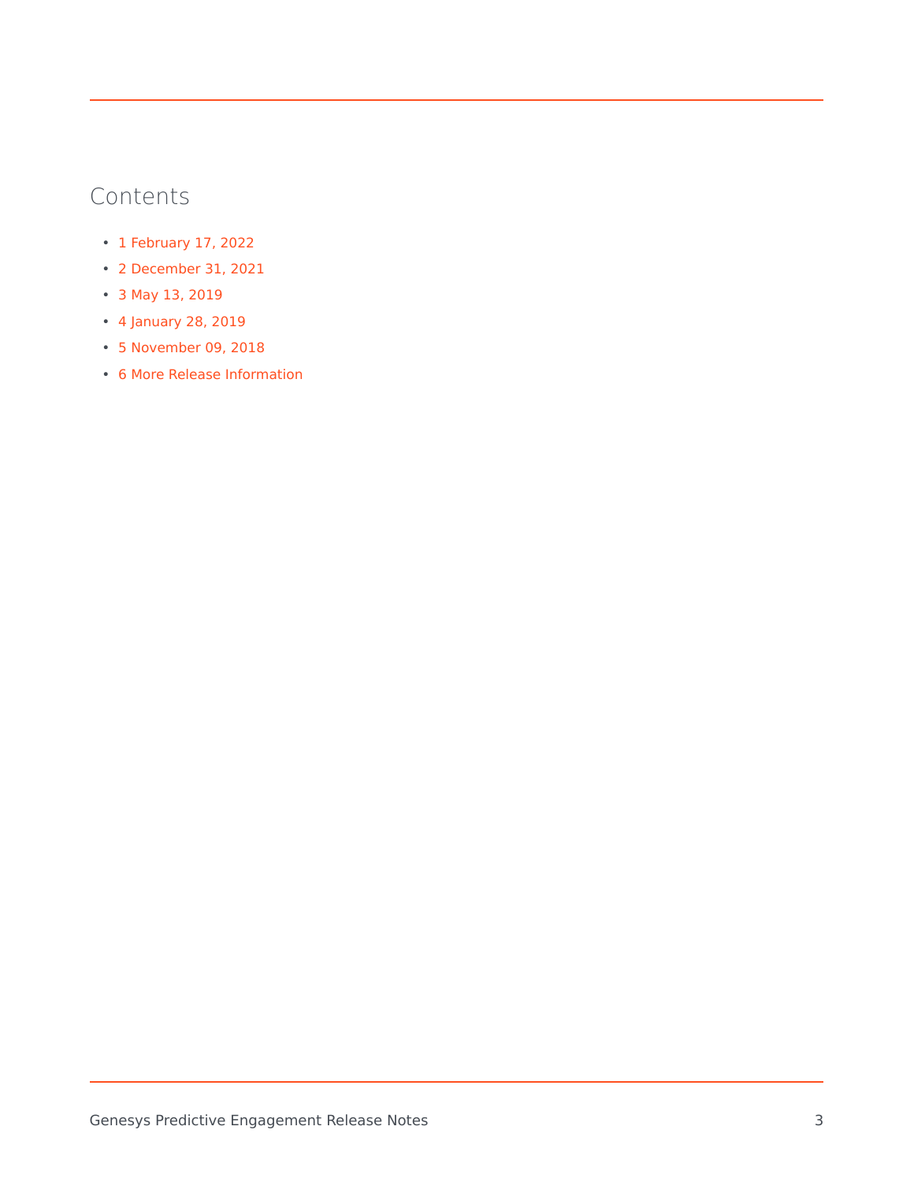## Contents

- 1 February 17, 2022
- 2 December 31, 2021
- 3 May 13, 2019
- 4 January 28, 2019
- 5 November 09, 2018
- 6 More Release Information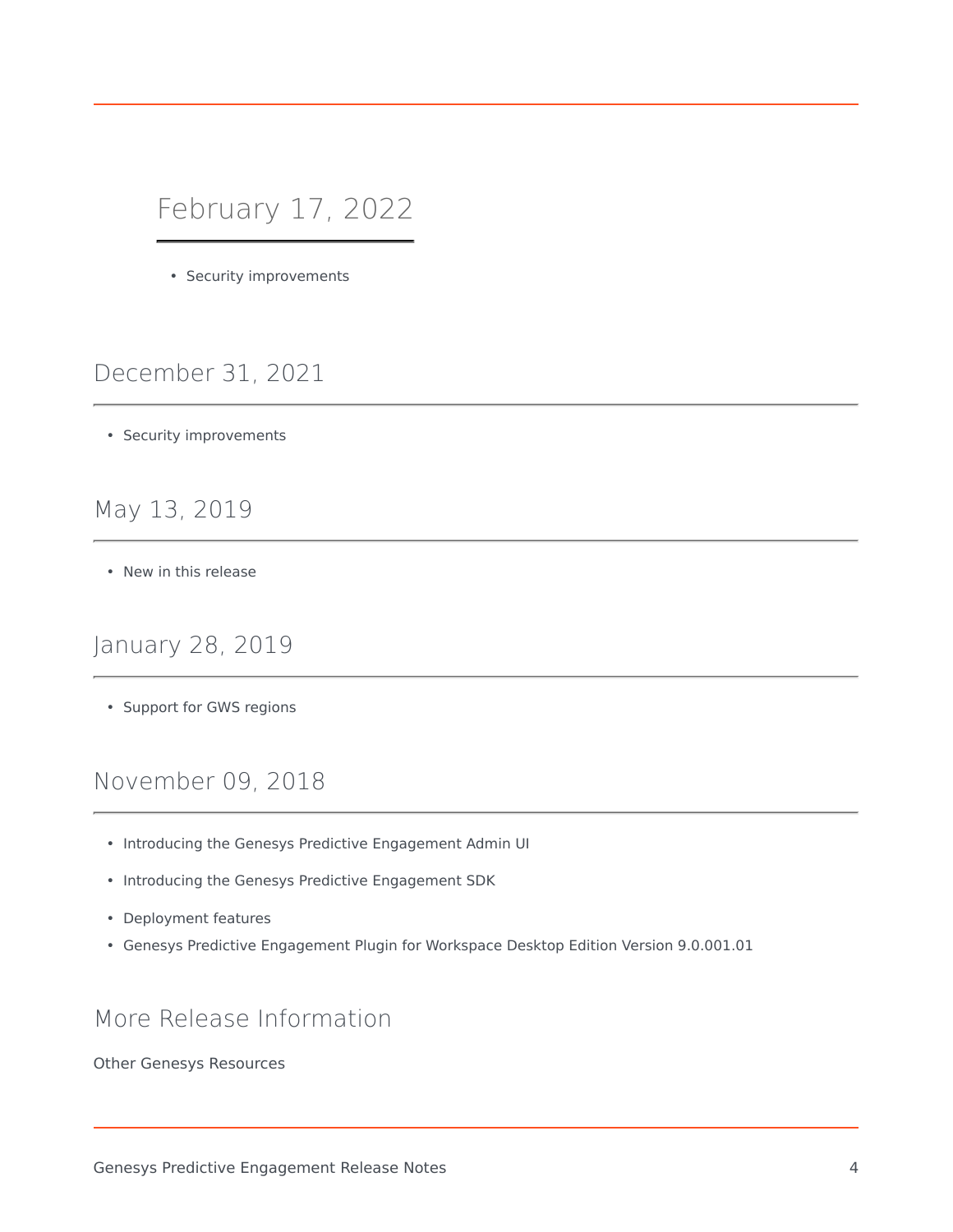## February 17, 2022

- Security improvements

## December 31, 2021

- Security improvements

## May 13, 2019

- New in this release

## January 28, 2019

- Support for GWS regions

## November 09, 2018

- Introducing the Genesys Predictive Engagement Admin UI
- Introducing the Genesys Predictive Engagement SDK
- Deployment features
- Genesys Predictive Engagement Plugin for Workspace Desktop Edition Version 9.0.001.01

## More Release Information

Other Genesys Resources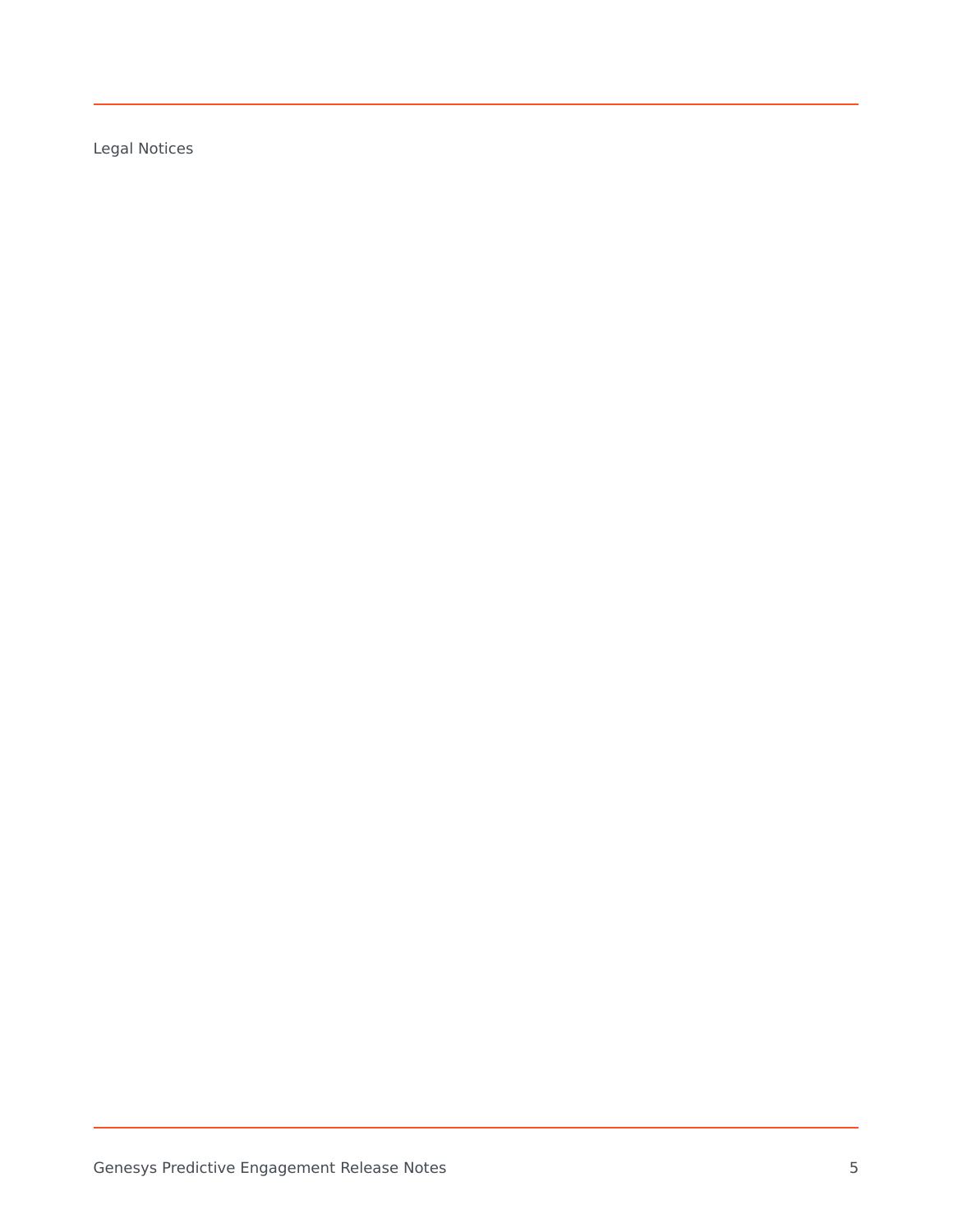Legal Notices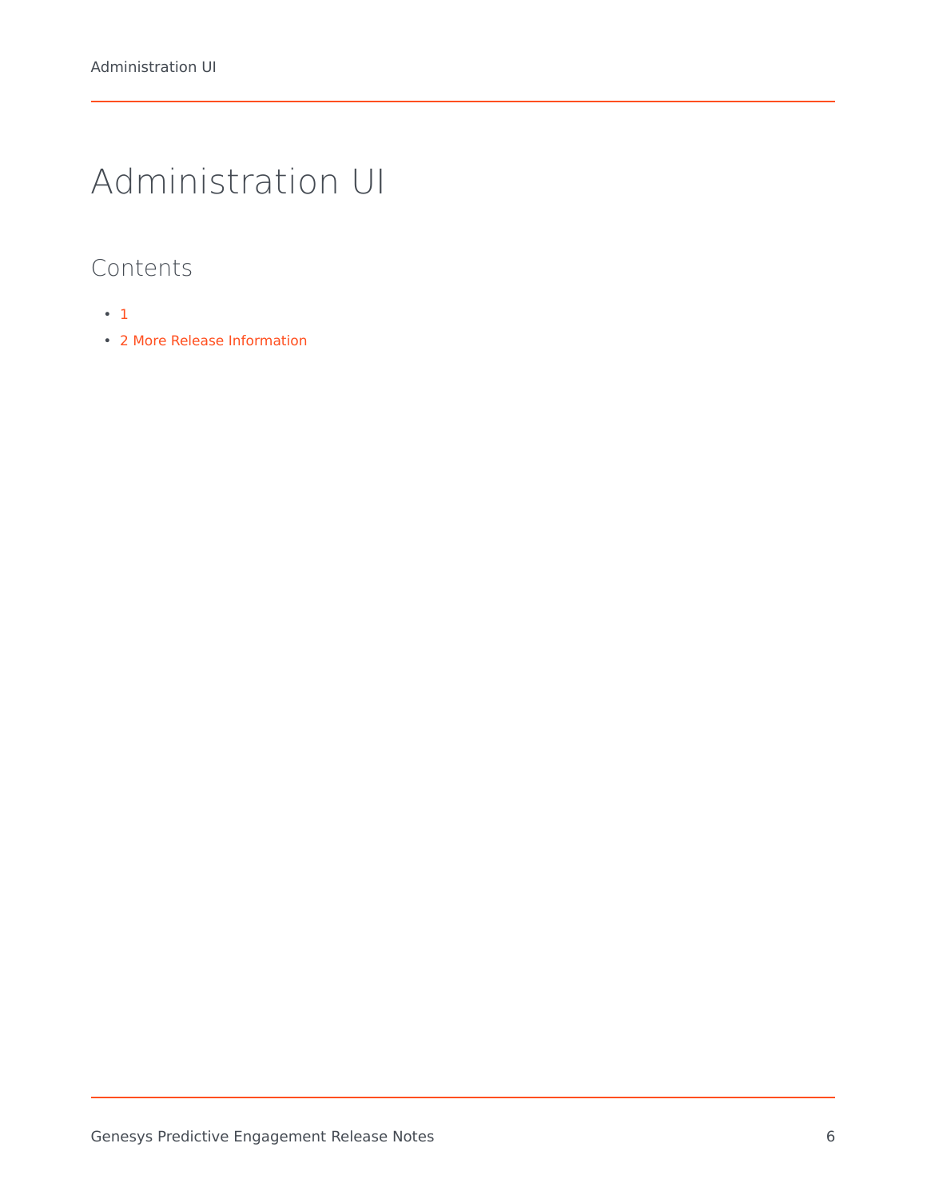# Administration UI

## Contents

- 1
- 2 More Release Information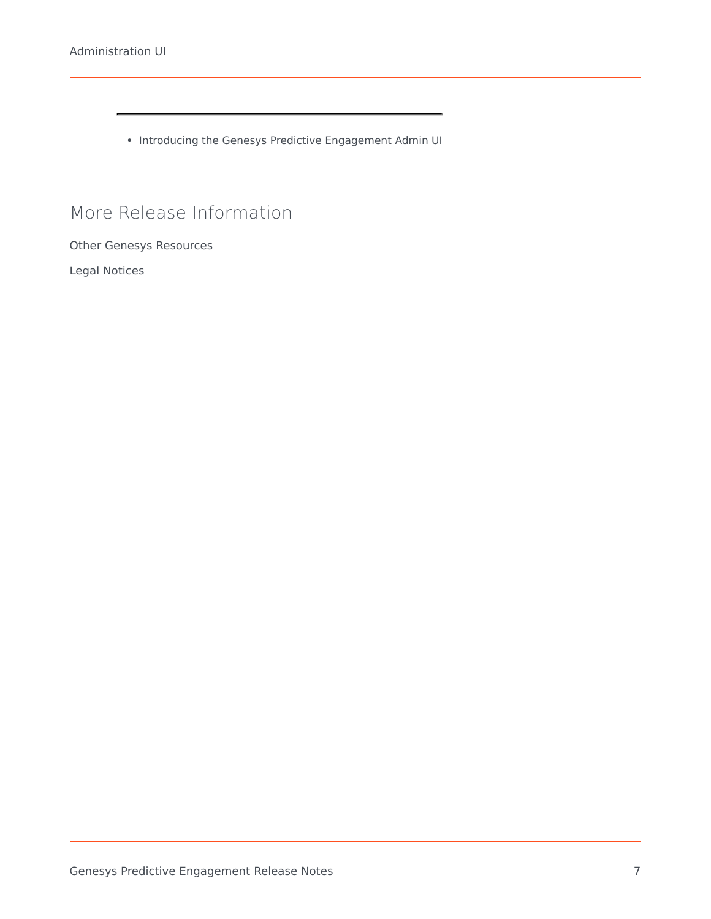- Introducing the Genesys Predictive Engagement Admin UI

## More Release Information

Other Genesys Resources

Legal Notices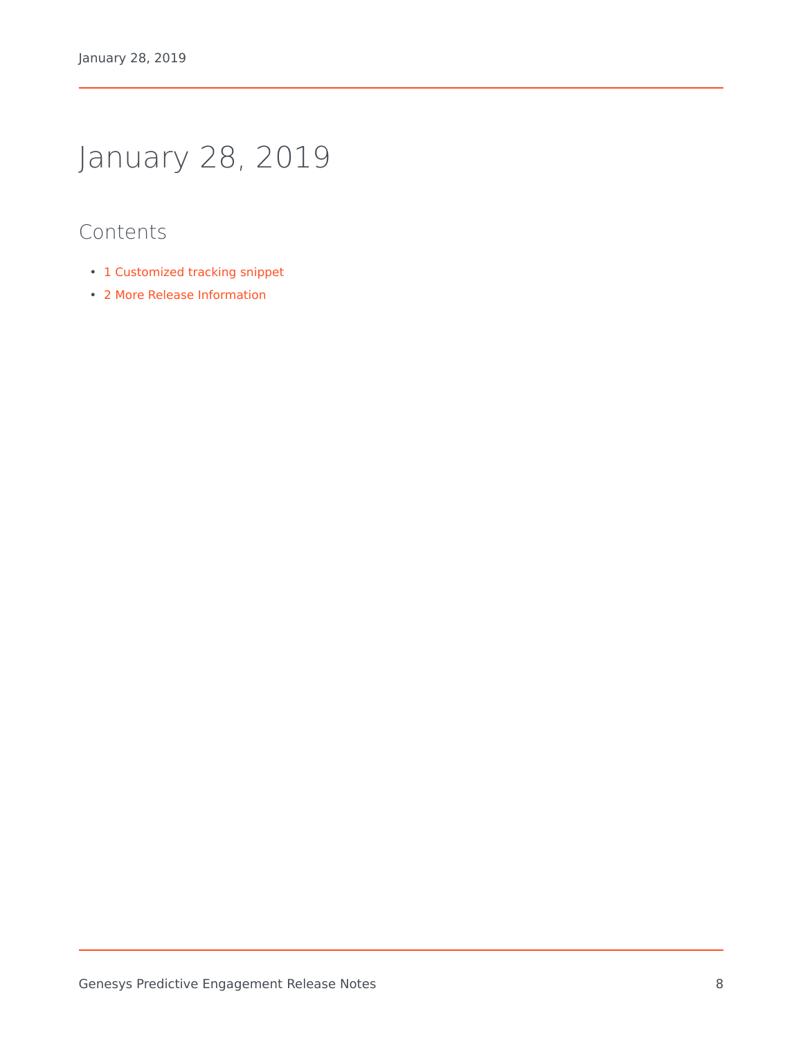# January 28, 2019

## Contents

- 1 Customized tracking snippet
- 2 More Release Information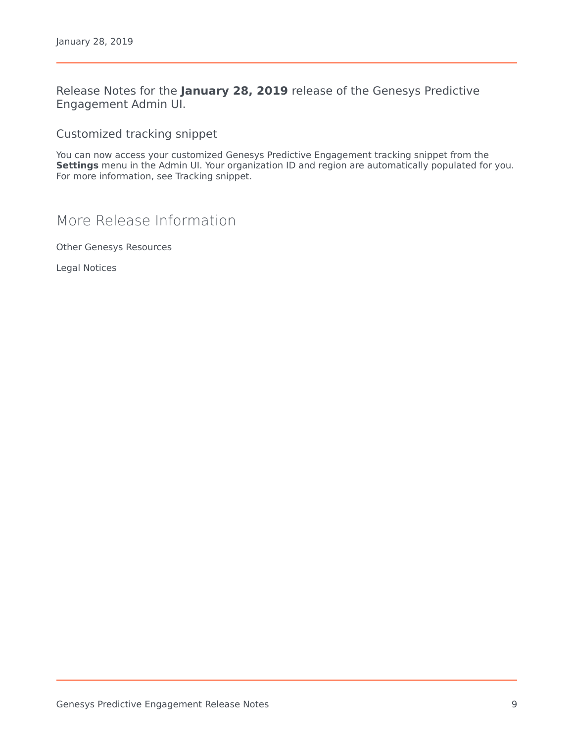# January 28, 2019

Release Notes for the **January 28, 2019** release of the Genesys Predictive Engagement Admin UI.

### Customized tracking snippet

You can now access your customized Genesys Predictive Engagement tracking snippet from the **Settings** menu in the Admin UI. Your organization ID and region are automatically populated for you. For more information, see Tracking snippet.

## More Release Information

Other Genesys Resources

Legal Notices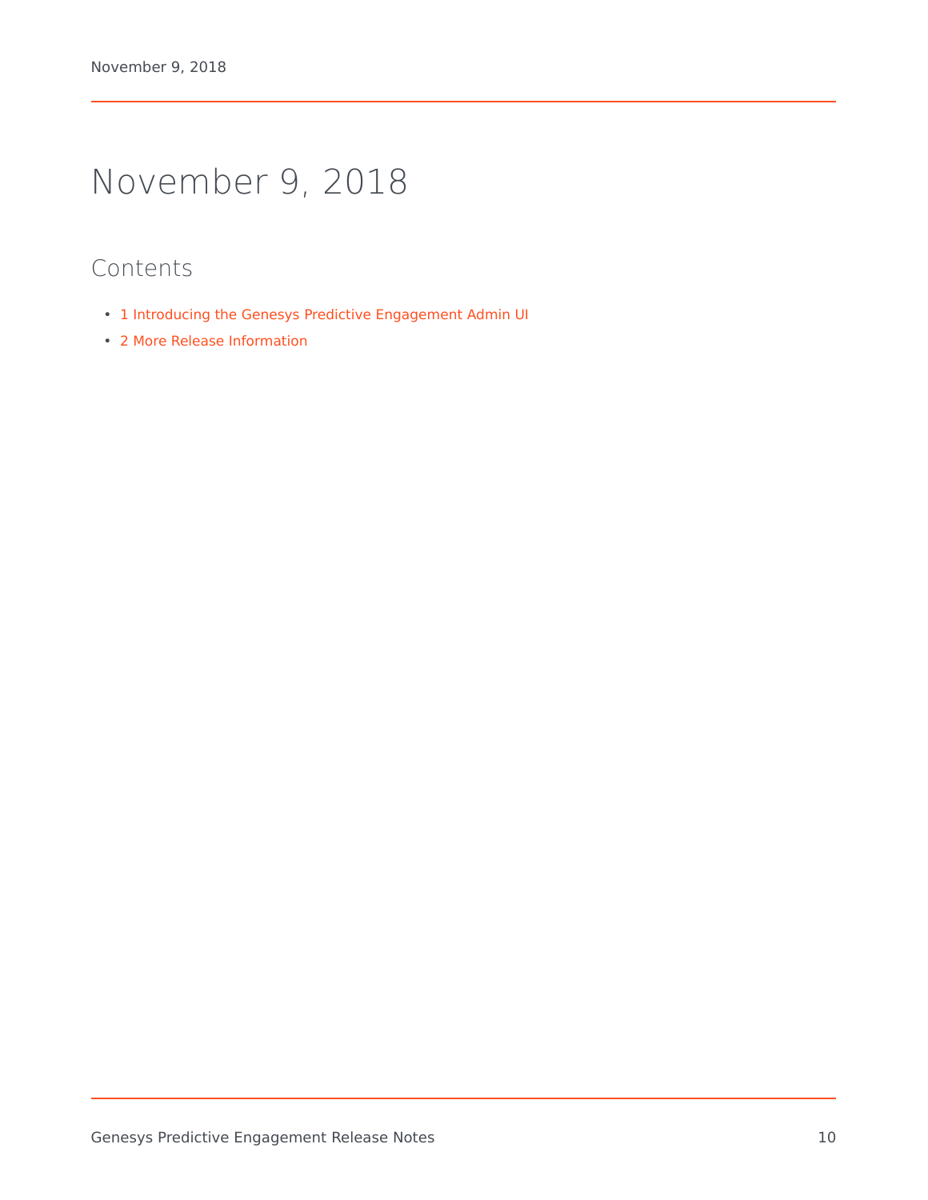# November 9, 2018

## Contents

- 1 Introducing the Genesys Predictive Engagement Admin UI
- 2 More Release Information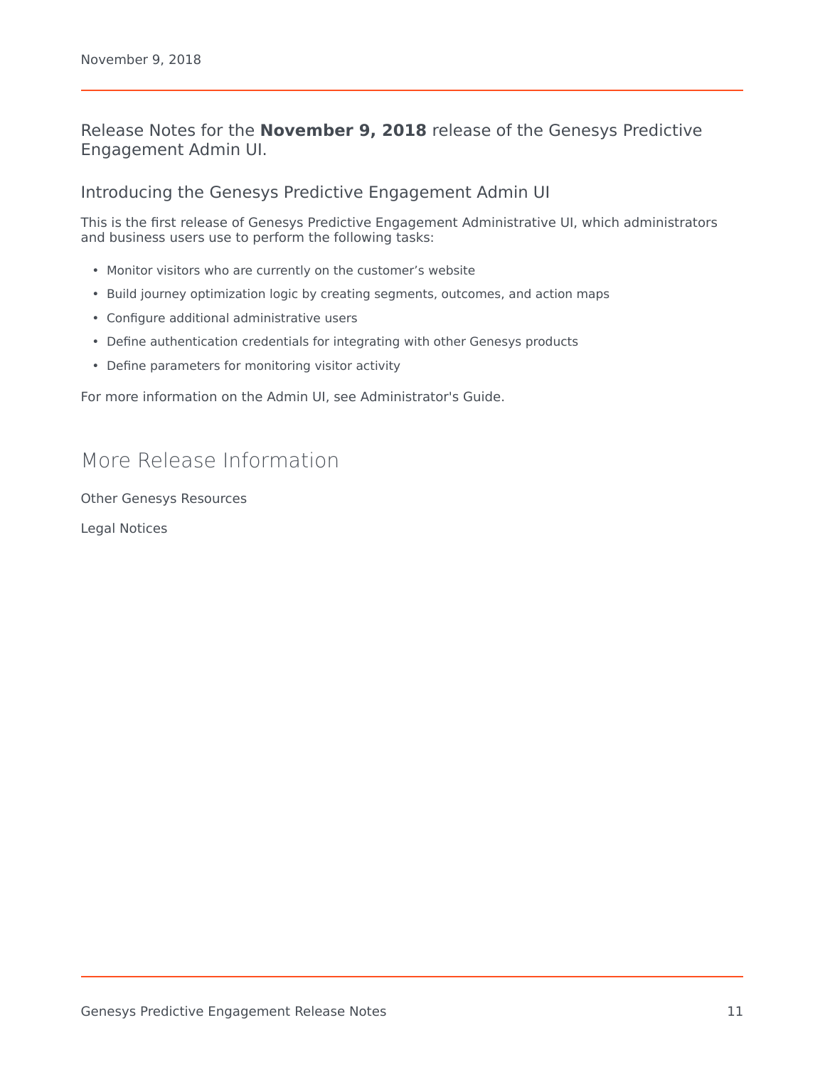# November 9, 2018

Release Notes for the **November 9, 2018** release of the Genesys Predictive Engagement Admin UI.

## Introducing the Genesys Predictive Engagement Admin UI

This is the first release of Genesys Predictive Engagement Administrative UI, which administrators and business users use to perform the following tasks:

- Monitor visitors who are currently on the customer's website
- Build journey optimization logic by creating segments, outcomes, and action maps
- Configure additional administrative users
- Define authentication credentials for integrating with other Genesys products
- Define parameters for monitoring visitor activity

For more information on the Admin UI, see Administrator's Guide.

## More Release Information

Other Genesys Resources

Legal Notices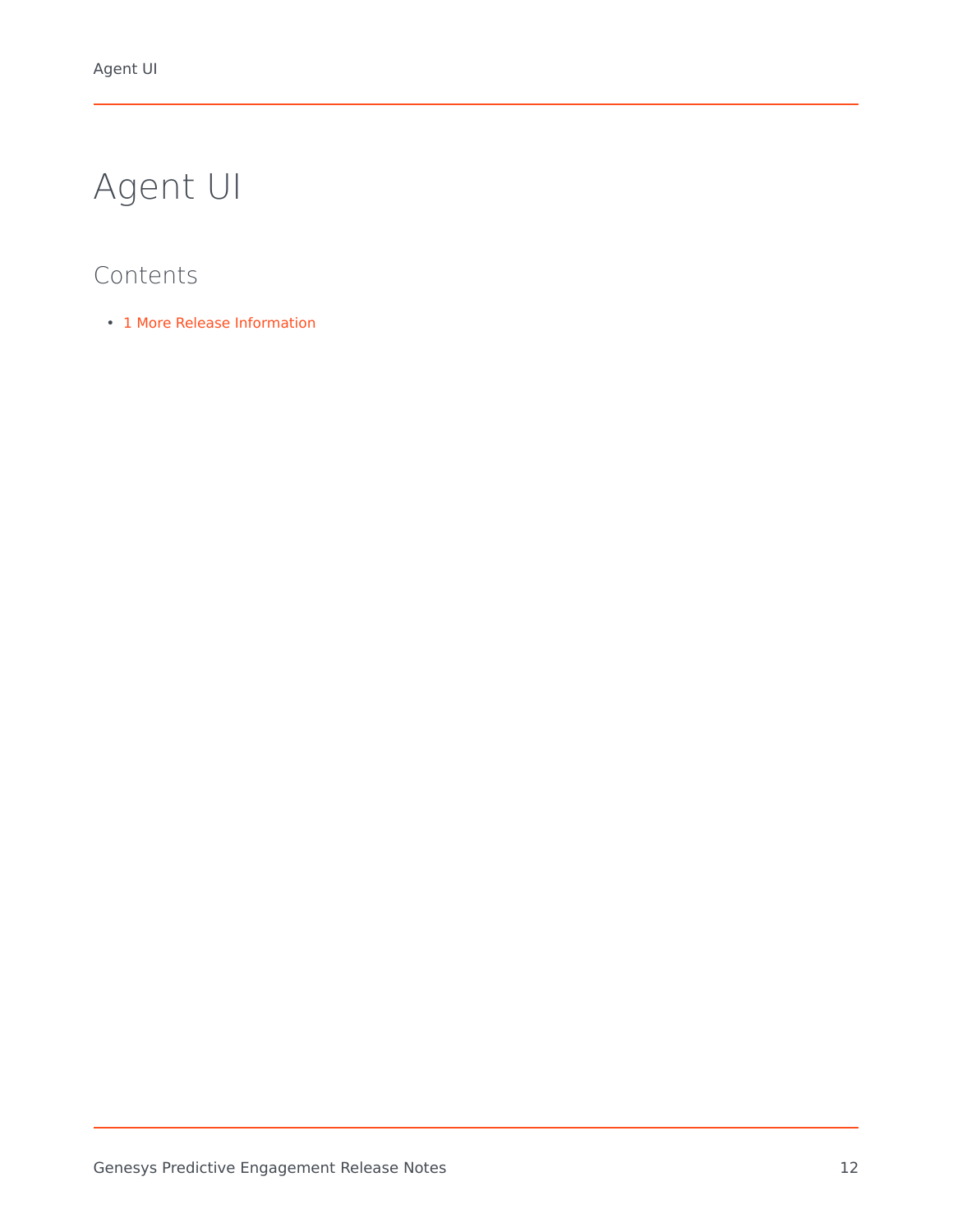# Agent UI

## Contents

- 1 More Release Information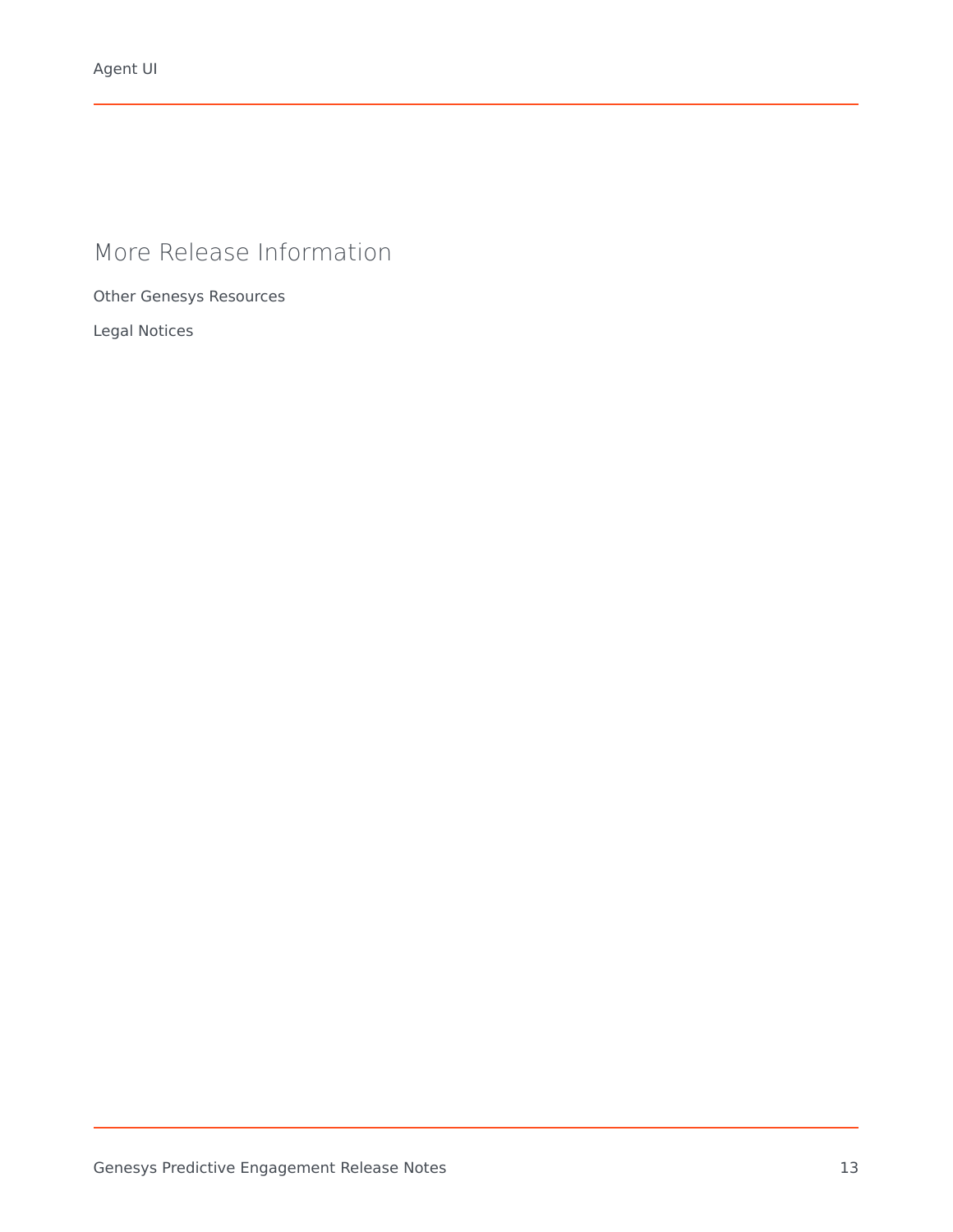## More Release Information

Other Genesys Resources

Legal Notices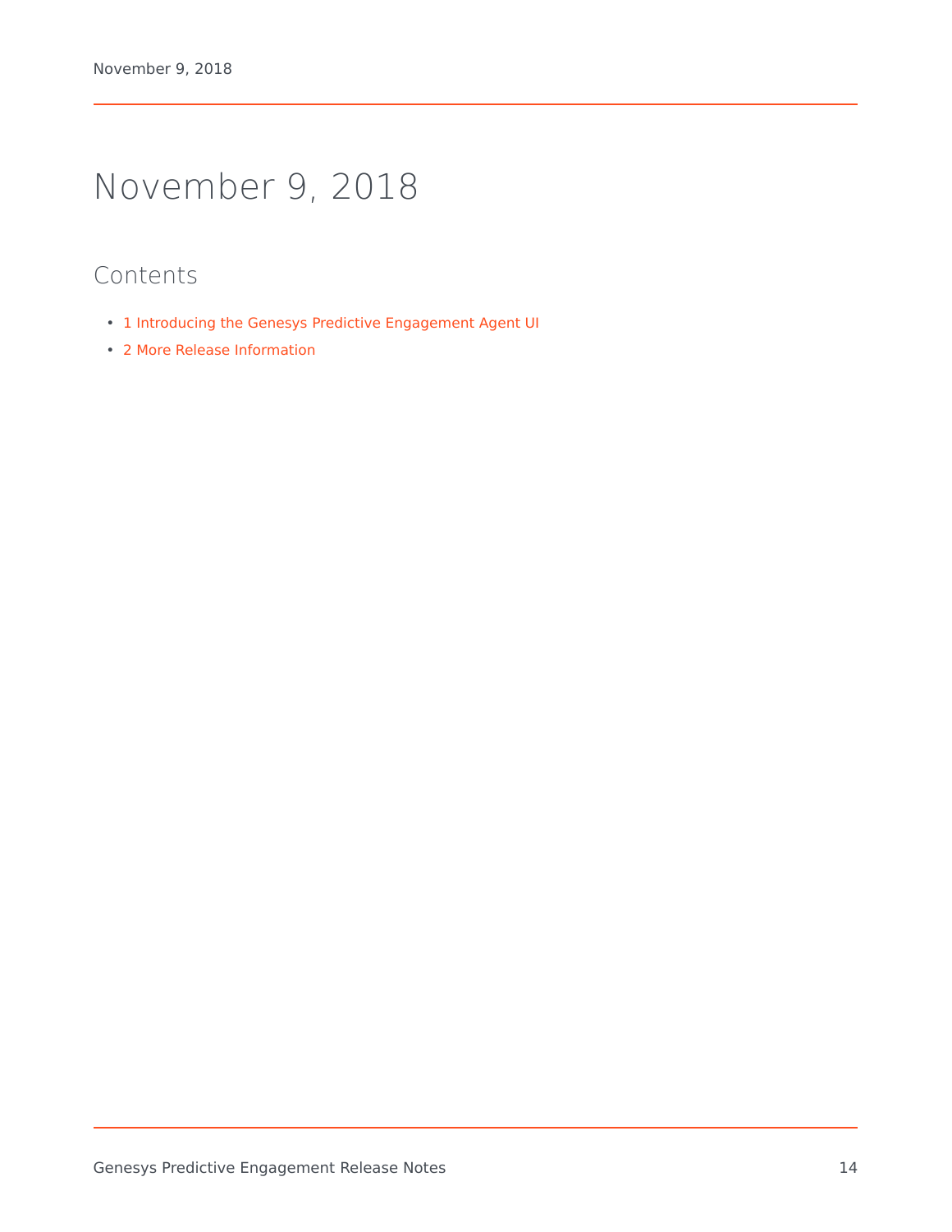# November 9, 2018

## Contents

- 1 Introducing the Genesys Predictive Engagement Agent UI
- 2 More Release Information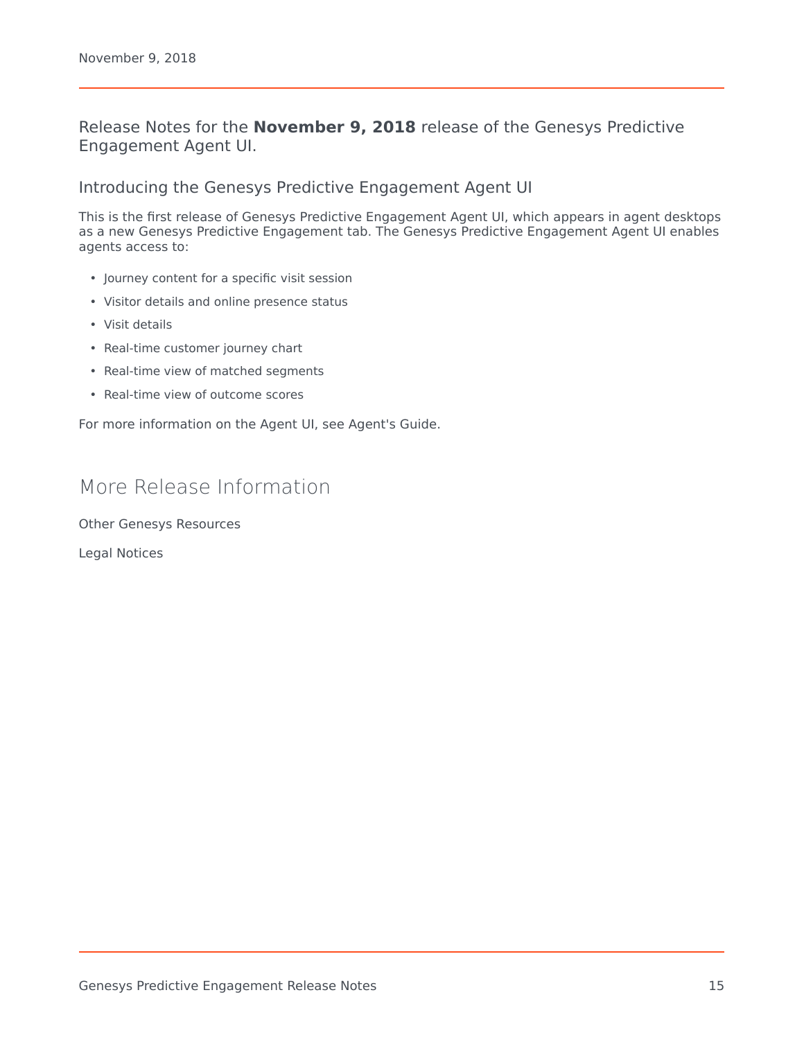# November 9, 2018

Release Notes for the **November 9, 2018** release of the Genesys Predictive Engagement Agent UI.

## Introducing the Genesys Predictive Engagement Agent UI

This is the first release of Genesys Predictive Engagement Agent UI, which appears in agent desktops as a new Genesys Predictive Engagement tab. The Genesys Predictive Engagement Agent UI enables agents access to:

- Journey content for a specific visit session
- Visitor details and online presence status
- Visit details
- Real-time customer journey chart
- Real-time view of matched segments
- Real-time view of outcome scores

For more information on the Agent UI, see Agent's Guide.

# More Release Information

Other Genesys Resources

Legal Notices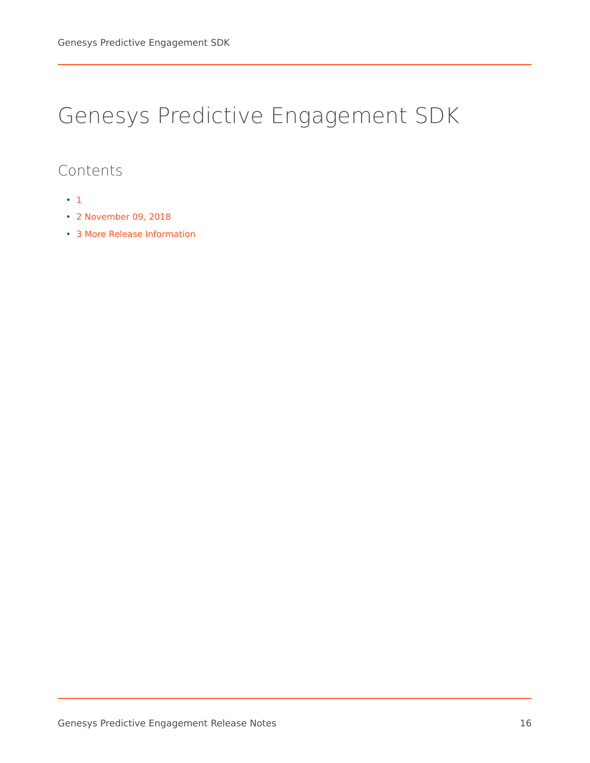# Genesys Predictive Engagement SDK

## Contents

- 1
- 2 November 09, 2018
- 3 More Release Information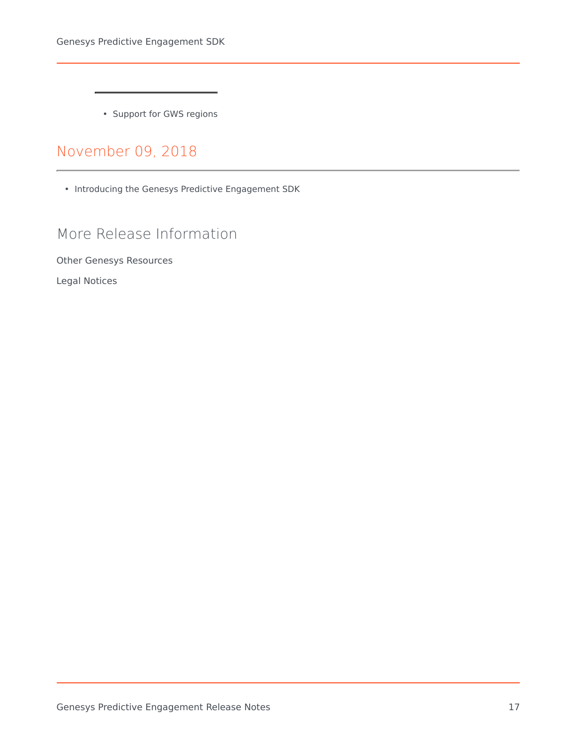- Support for GWS regions

## November 09, 2018

- Introducing the Genesys Predictive Engagement SDK

## More Release Information

Other Genesys Resources

Legal Notices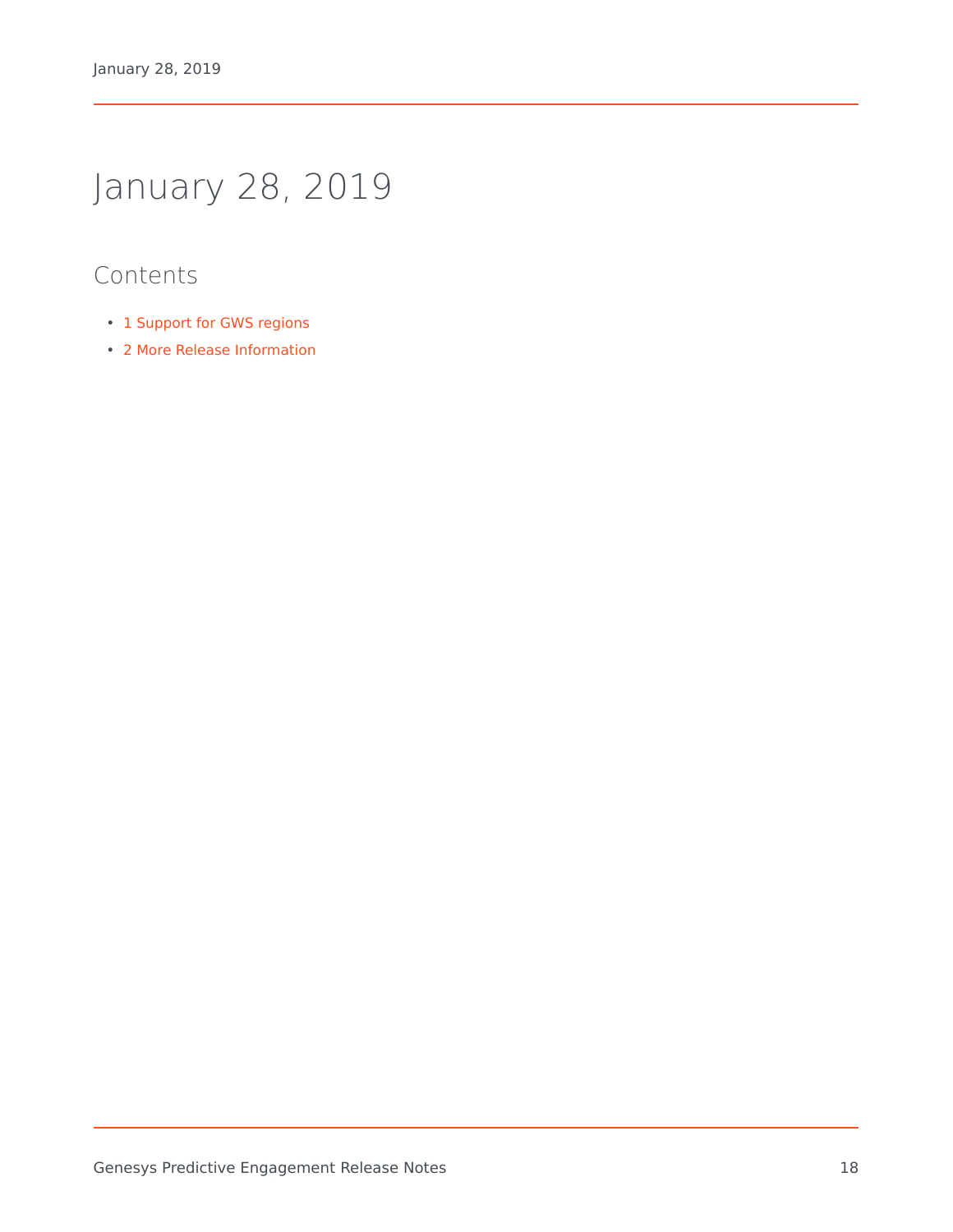# January 28, 2019

## Contents

- 1 Support for GWS regions
- 2 More Release Information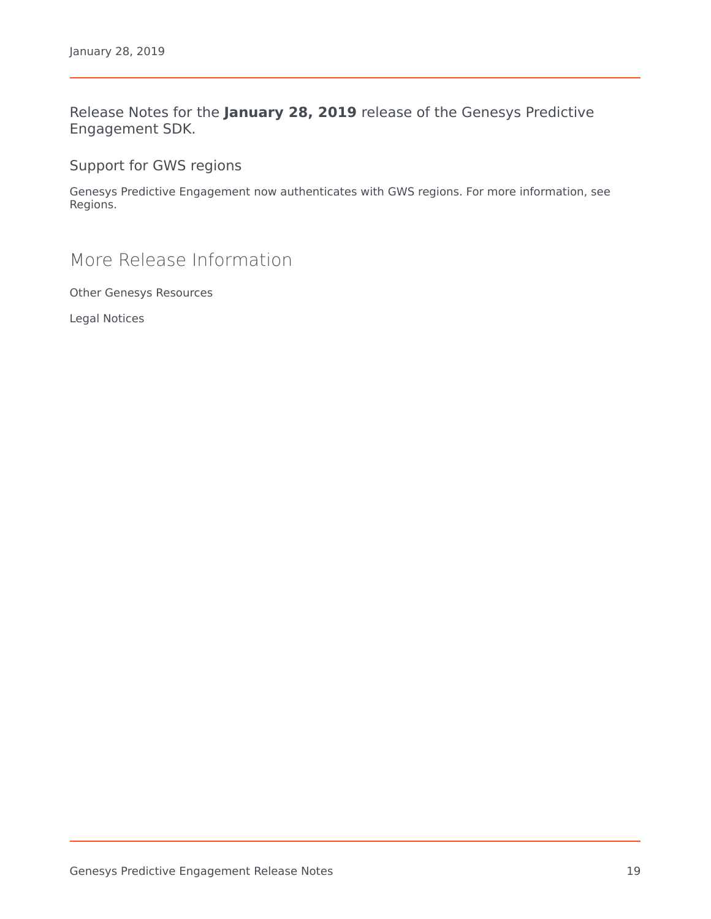# January 28, 2019

Release Notes for the **January 28, 2019** release of the Genesys Predictive Engagement SDK.

### Support for GWS regions

Genesys Predictive Engagement now authenticates with GWS regions. For more information, see Regions.

## More Release Information

Other Genesys Resources

Legal Notices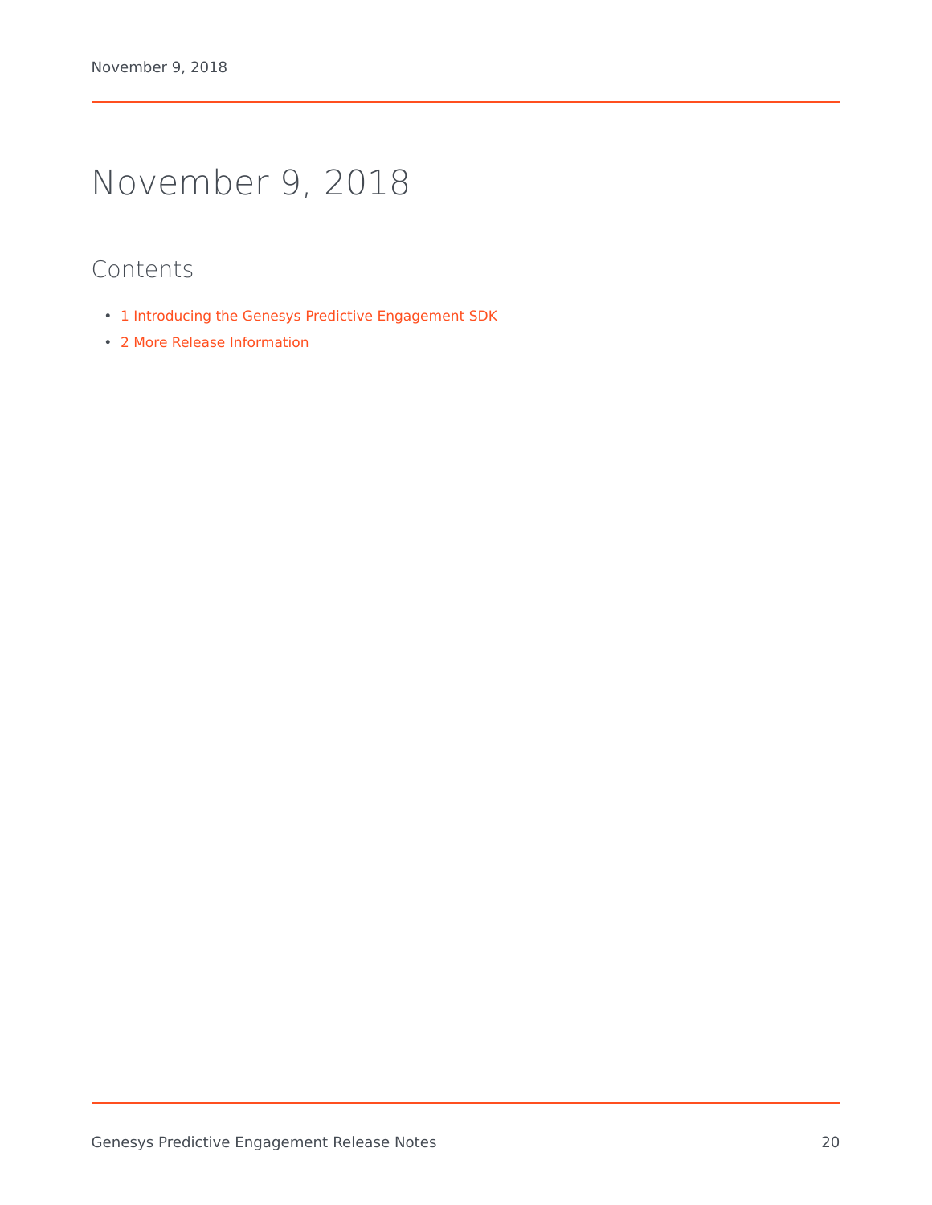# November 9, 2018

## Contents

- 1 Introducing the Genesys Predictive Engagement SDK
- 2 More Release Information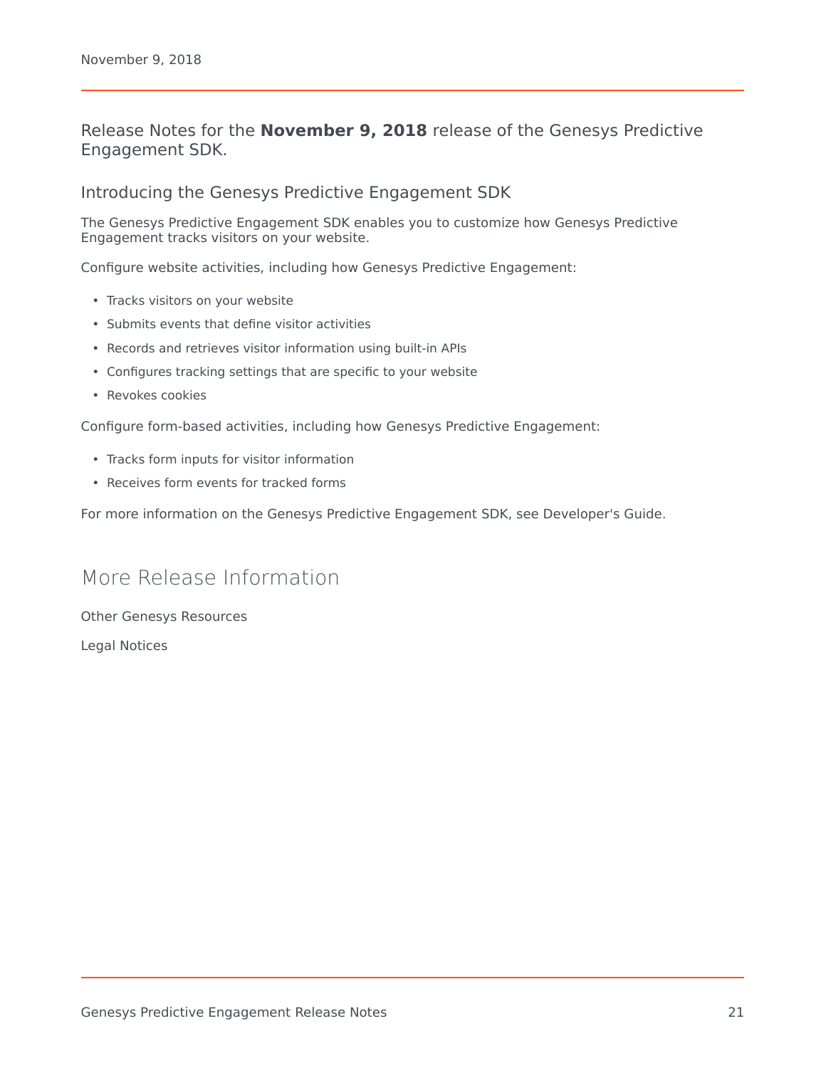# November 9, 2018

Release Notes for the **November 9, 2018** release of the Genesys Predictive Engagement SDK.

## Introducing the Genesys Predictive Engagement SDK

The Genesys Predictive Engagement SDK enables you to customize how Genesys Predictive Engagement tracks visitors on your website.

Configure website activities, including how Genesys Predictive Engagement:

- Tracks visitors on your website
- Submits events that define visitor activities
- Records and retrieves visitor information using built-in APIs
- Configures tracking settings that are specific to your website
- Revokes cookies

Configure form-based activities, including how Genesys Predictive Engagement:

- Tracks form inputs for visitor information
- Receives form events for tracked forms

For more information on the Genesys Predictive Engagement SDK, see Developer's Guide.

# More Release Information

Other Genesys Resources

Legal Notices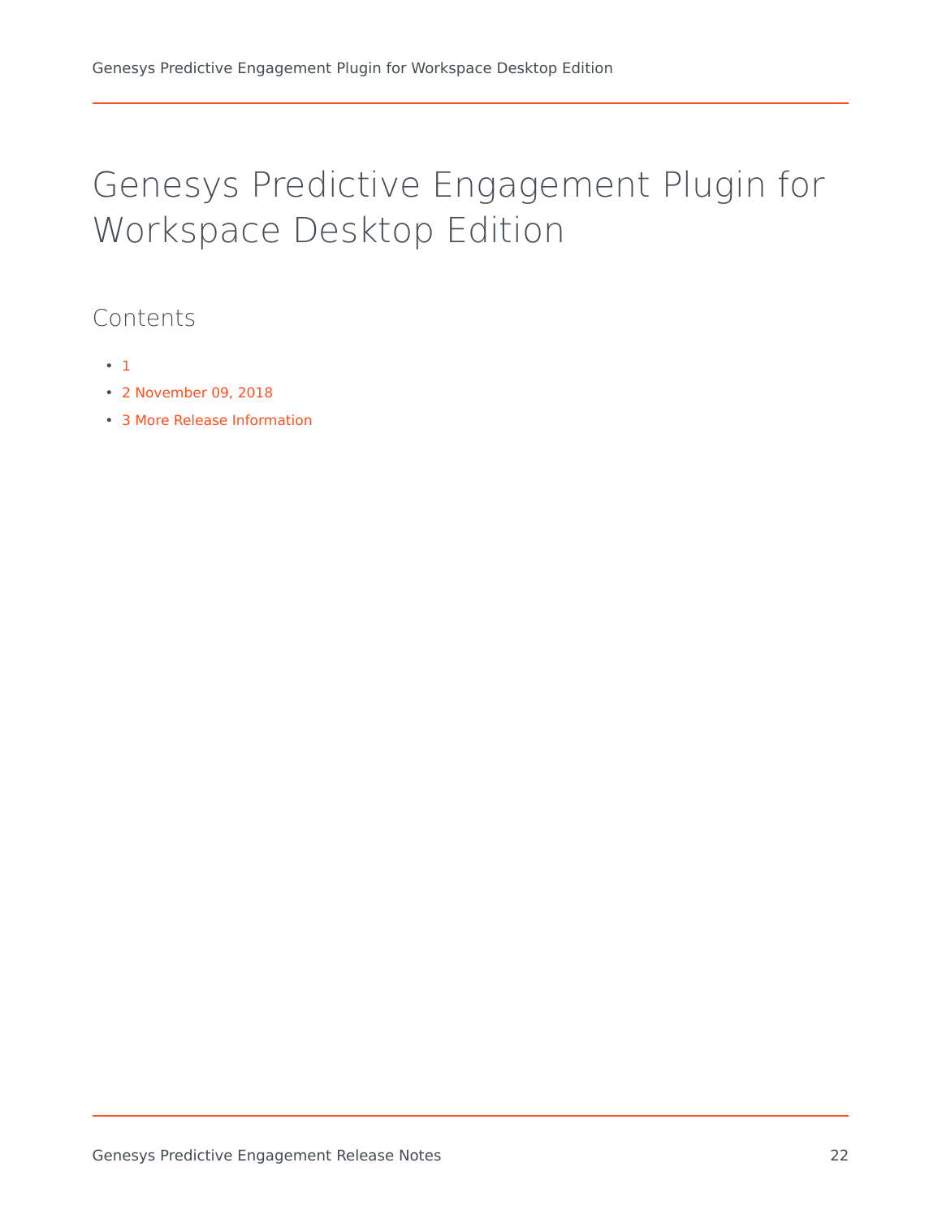# Genesys Predictive Engagement Plugin for Workspace Desktop Edition

## Contents

- 1
- 2 November 09, 2018
- 3 More Release Information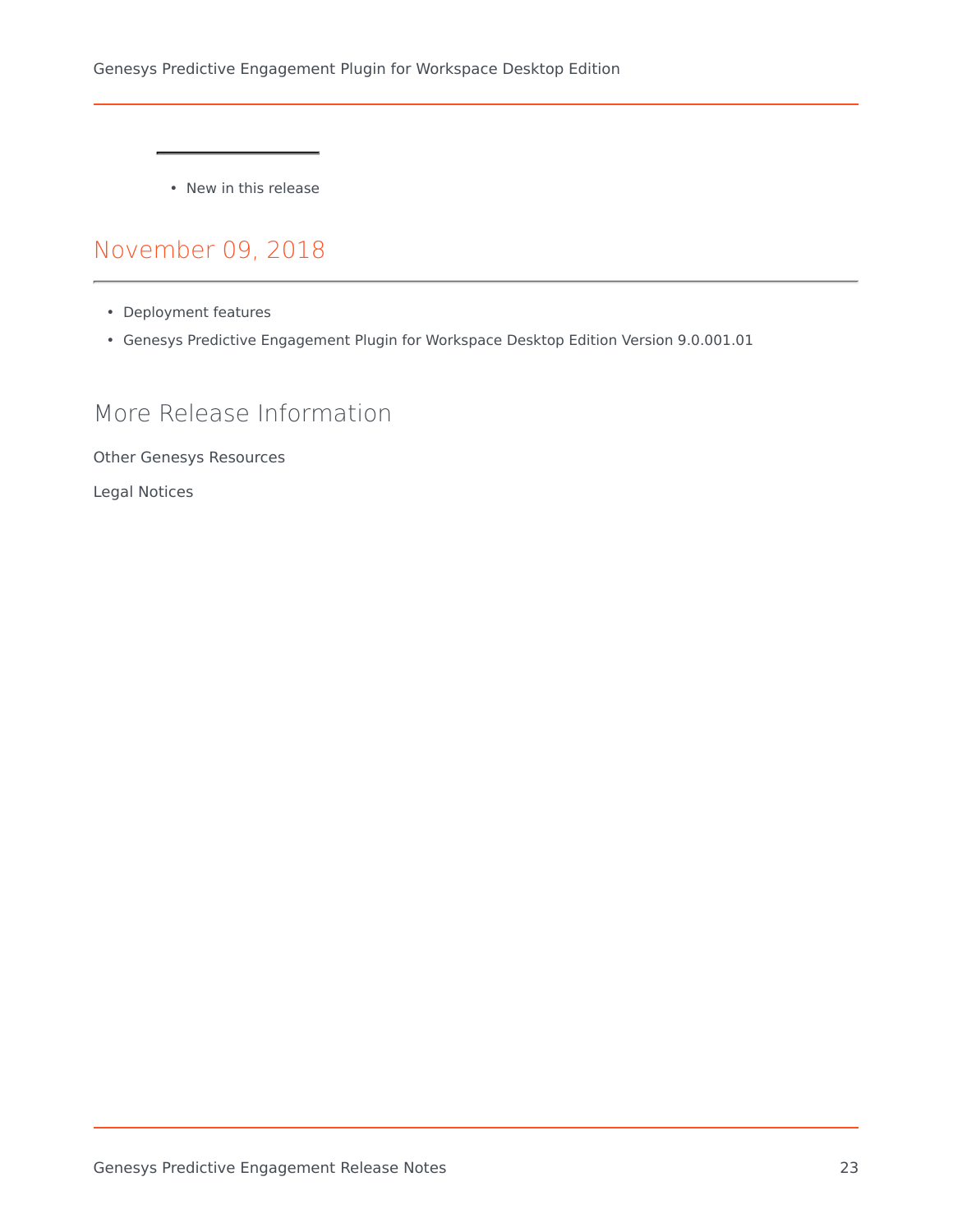- New in this release

## November 09, 2018

- Deployment features
- Genesys Predictive Engagement Plugin for Workspace Desktop Edition Version 9.0.001.01

## More Release Information

Other Genesys Resources

Legal Notices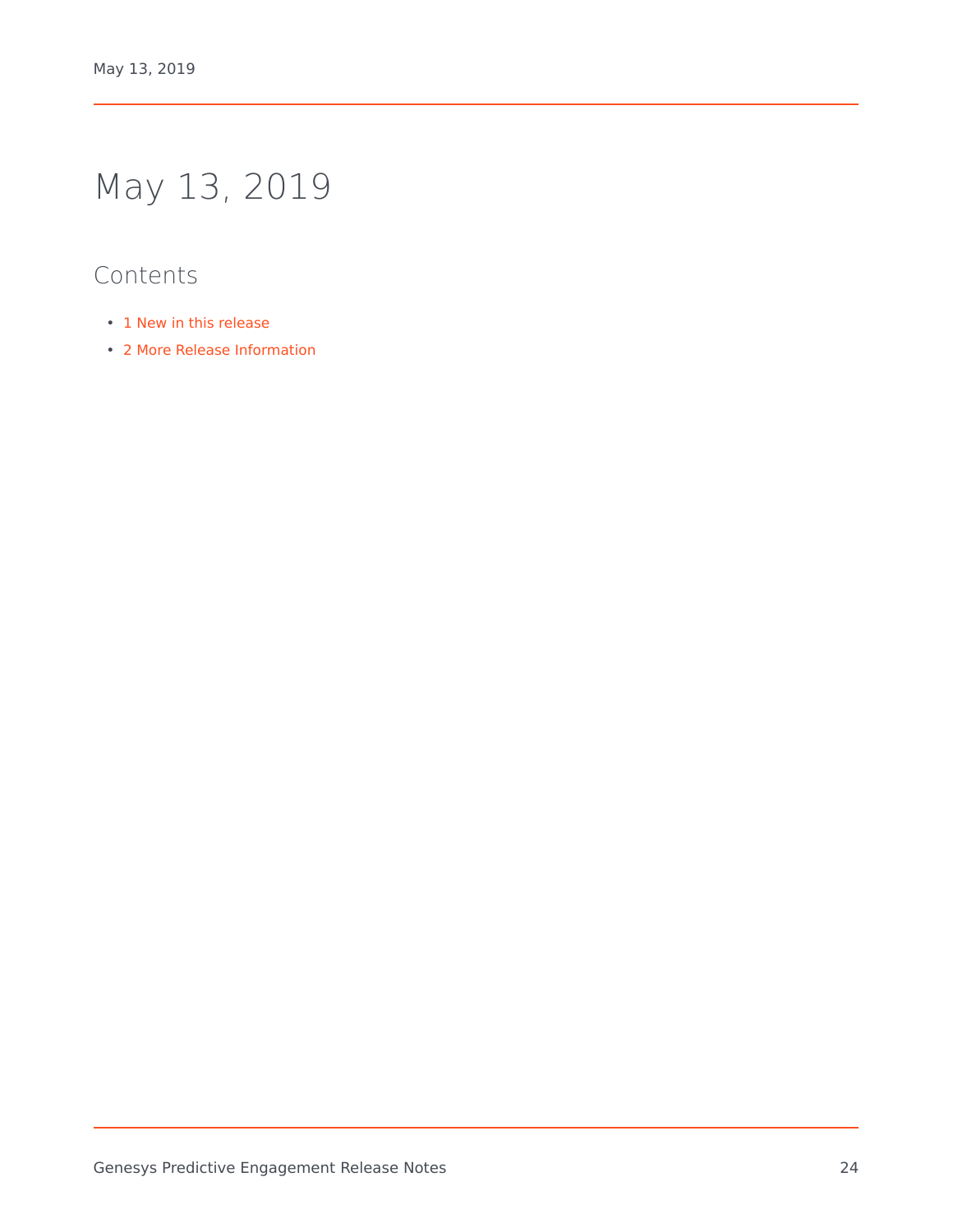# May 13, 2019

## Contents

- 1 New in this release
- 2 More Release Information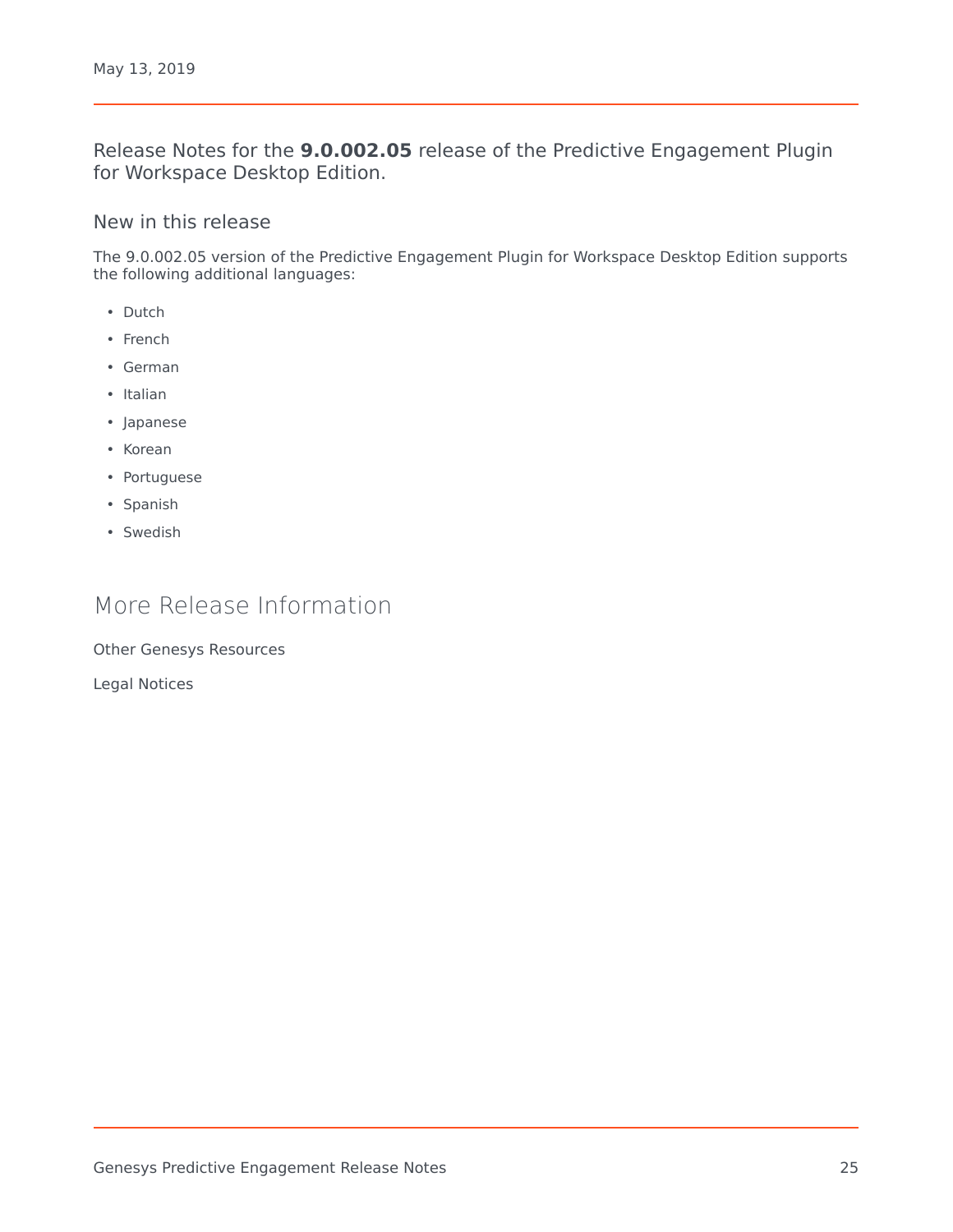May 13, 2019

Release Notes for the **9.0.002.05** release of the Predictive Engagement Plugin for Workspace Desktop Edition.

## New in this release

The 9.0.002.05 version of the Predictive Engagement Plugin for Workspace Desktop Edition supports the following additional languages:

- Dutch
- French
- German
- Italian
- Japanese
- Korean
- Portuguese
- Spanish
- Swedish

# More Release Information

Other Genesys Resources

Legal Notices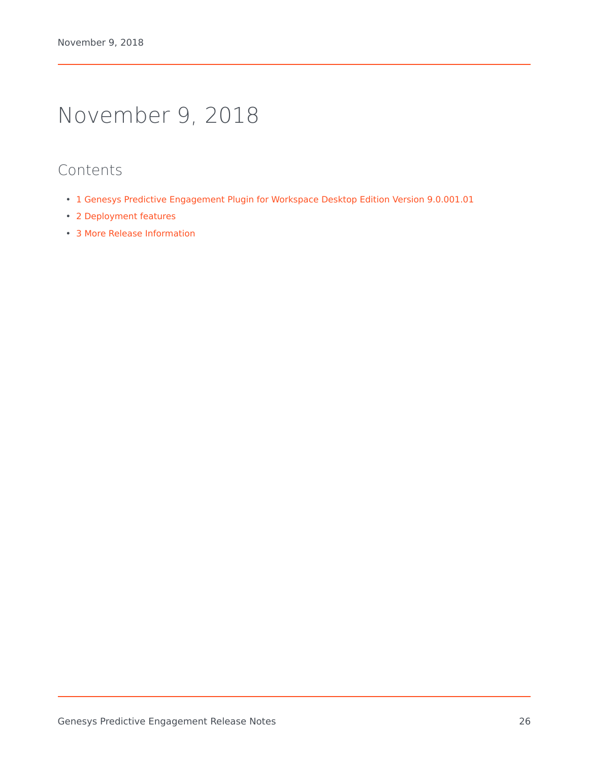# November 9, 2018

## Contents

- 1 Genesys Predictive Engagement Plugin for Workspace Desktop Edition Version 9.0.001.01
- 2 Deployment features
- 3 More Release Information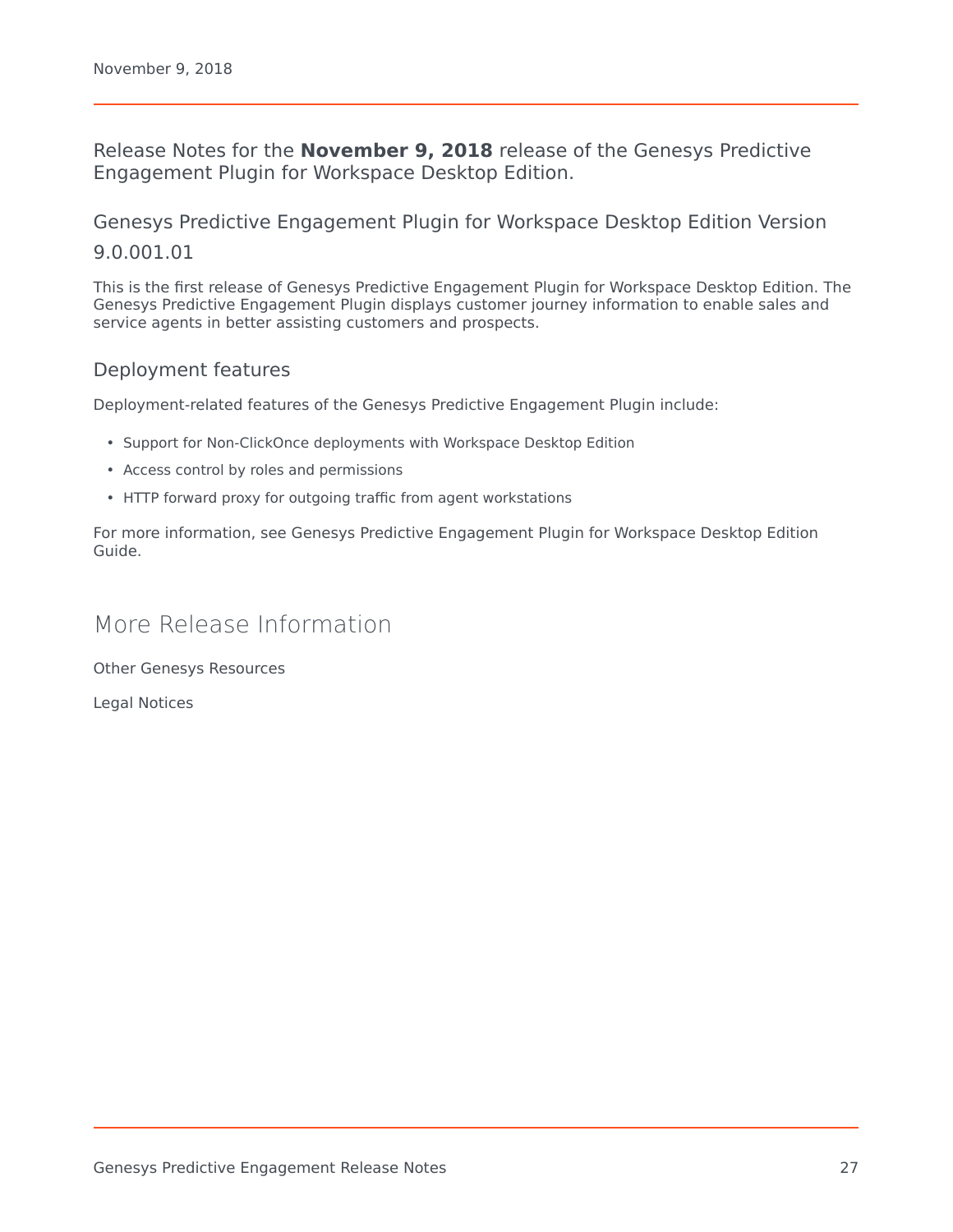# November 9, 2018

Release Notes for the **November 9, 2018** release of the Genesys Predictive Engagement Plugin for Workspace Desktop Edition.

## Genesys Predictive Engagement Plugin for Workspace Desktop Edition Version 9.0.001.01

This is the first release of Genesys Predictive Engagement Plugin for Workspace Desktop Edition. The Genesys Predictive Engagement Plugin displays customer journey information to enable sales and service agents in better assisting customers and prospects.

### Deployment features

Deployment-related features of the Genesys Predictive Engagement Plugin include:

- Support for Non-ClickOnce deployments with Workspace Desktop Edition
- Access control by roles and permissions
- HTTP forward proxy for outgoing traffic from agent workstations

For more information, see Genesys Predictive Engagement Plugin for Workspace Desktop Edition Guide.

## More Release Information

Other Genesys Resources

Legal Notices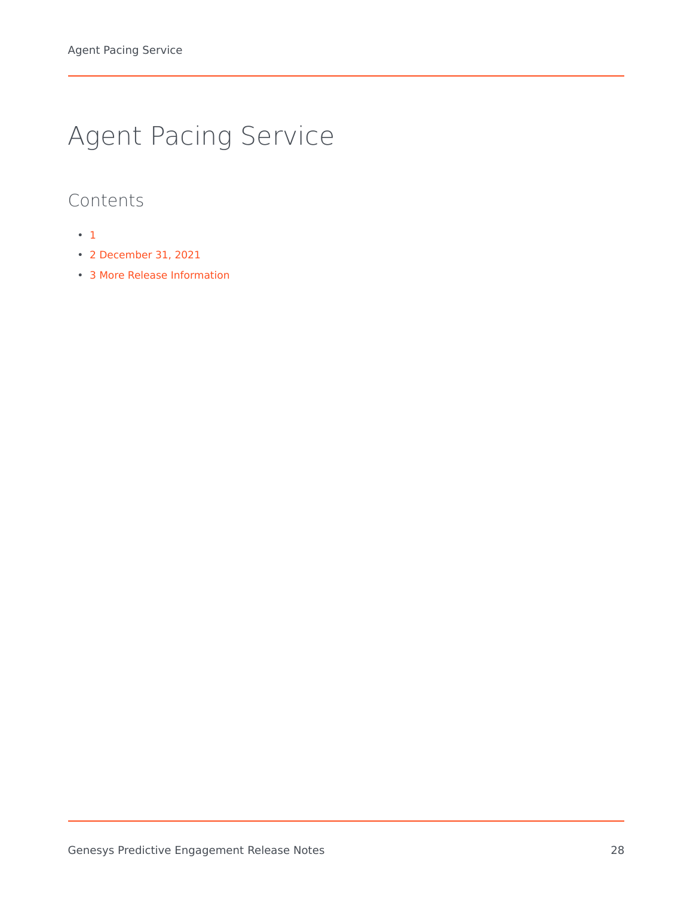# Agent Pacing Service

## Contents

- 1
- 2 December 31, 2021
- 3 More Release Information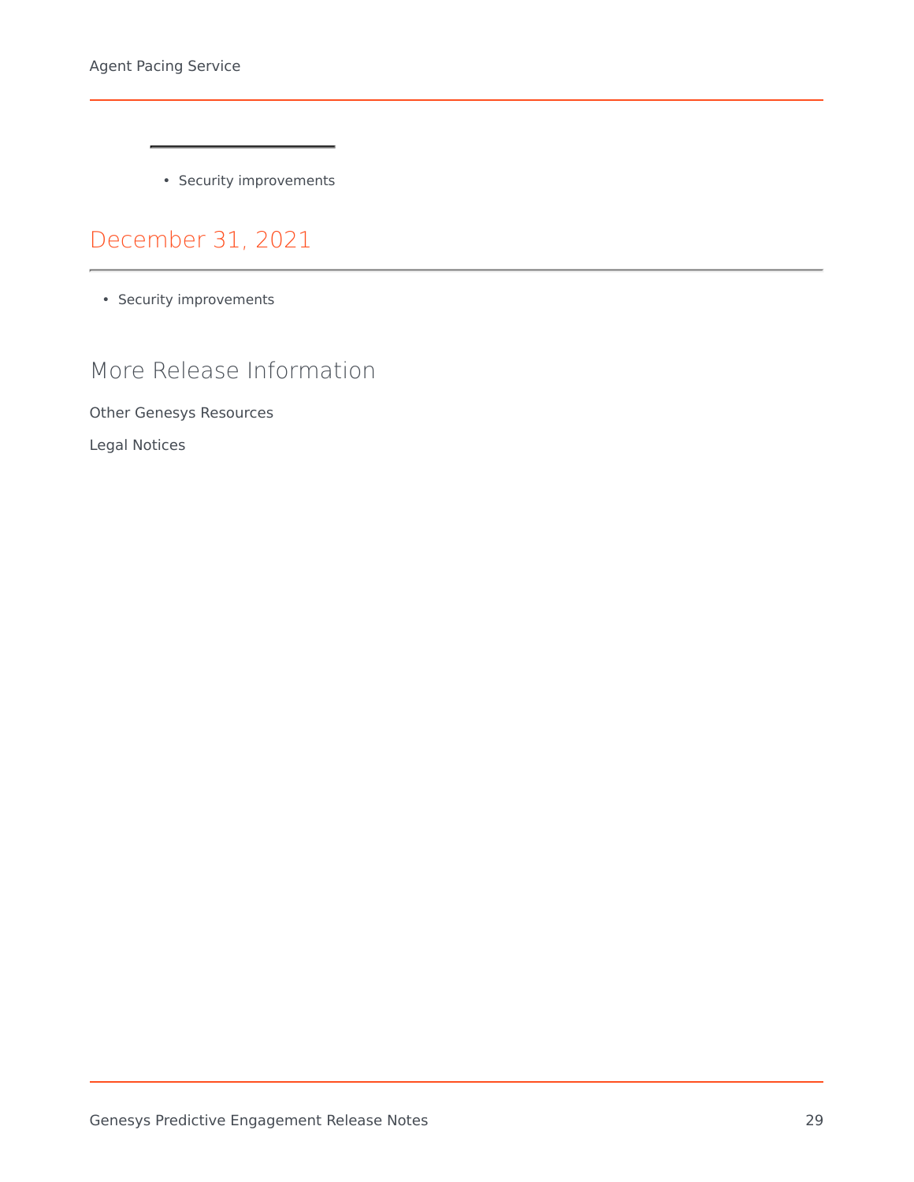- Security improvements

## December 31, 2021

- Security improvements

## More Release Information

Other Genesys Resources

Legal Notices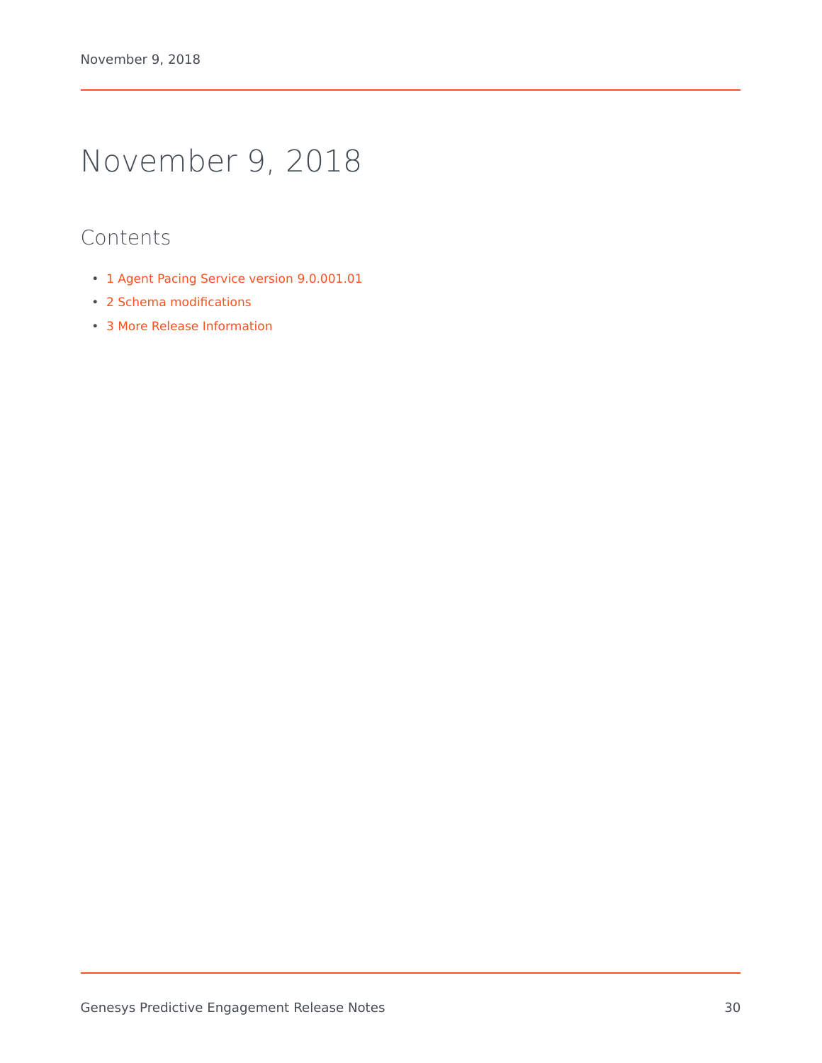# November 9, 2018

## Contents

- 1 Agent Pacing Service version 9.0.001.01
- 2 Schema modifications
- 3 More Release Information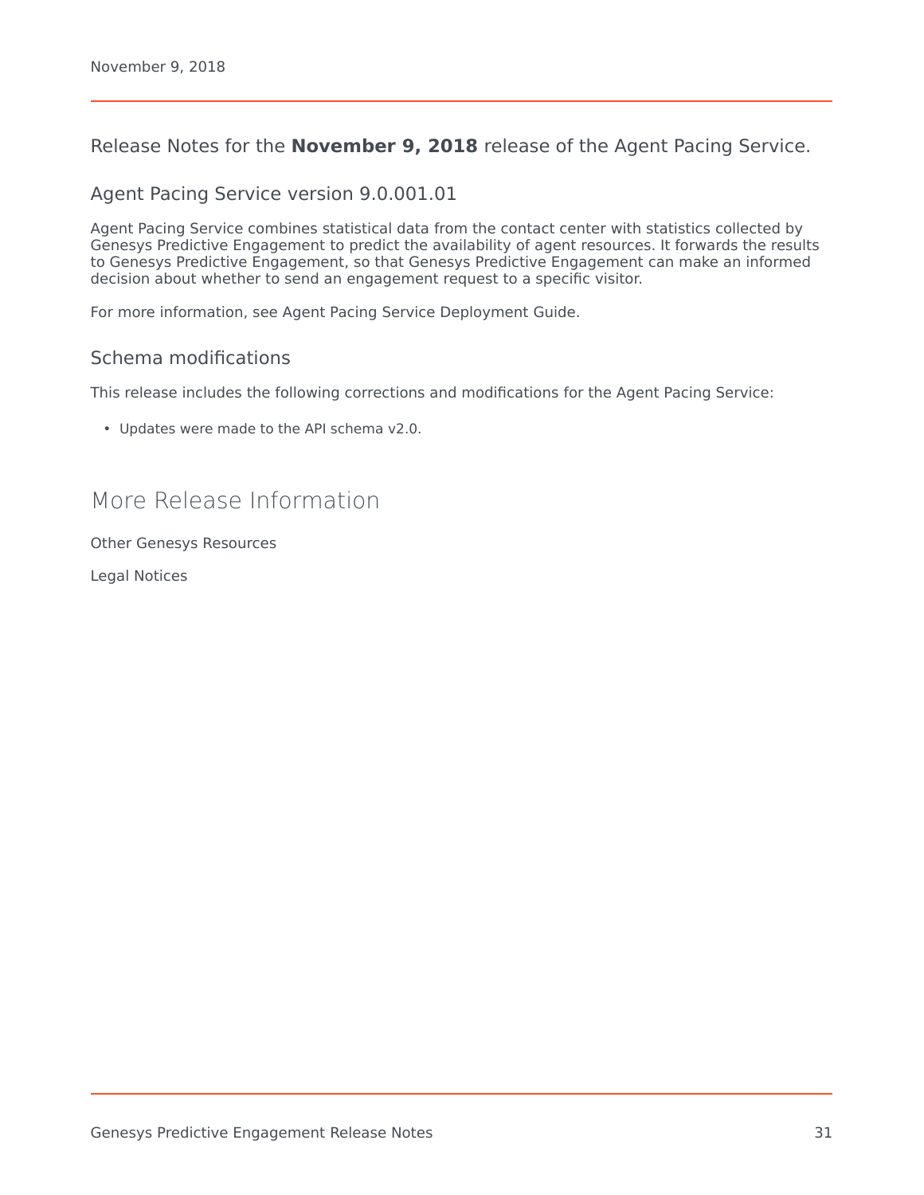# November 9, 2018

Release Notes for the **November 9, 2018** release of the Agent Pacing Service.

## Agent Pacing Service version 9.0.001.01

Agent Pacing Service combines statistical data from the contact center with statistics collected by Genesys Predictive Engagement to predict the availability of agent resources. It forwards the results to Genesys Predictive Engagement, so that Genesys Predictive Engagement can make an informed decision about whether to send an engagement request to a specific visitor.

For more information, see Agent Pacing Service Deployment Guide.

## Schema modifications

This release includes the following corrections and modifications for the Agent Pacing Service:

- Updates were made to the API schema v2.0.

# More Release Information

Other Genesys Resources

Legal Notices